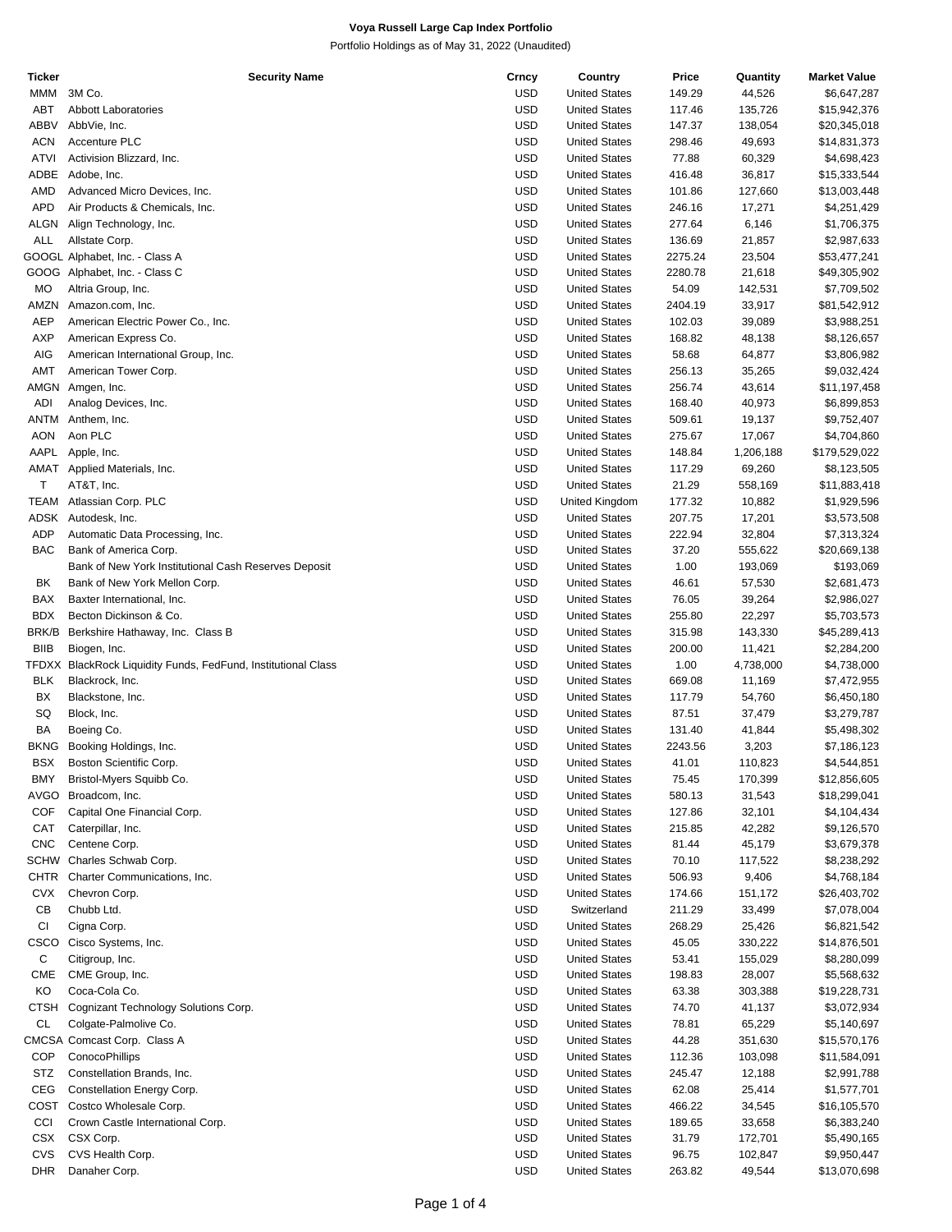**Voya Russell Large Cap Index Portfolio**

Portfolio Holdings as of May 31, 2022 (Unaudited)

| Ticker | Security Name | Crncy | Country | Price | Quantity | Market Value |
|---|---|---|---|---|---|---|
| MMM | 3M Co. | USD | United States | 149.29 | 44,526 | $6,647,287 |
| ABT | Abbott Laboratories | USD | United States | 117.46 | 135,726 | $15,942,376 |
| ABBV | AbbVie, Inc. | USD | United States | 147.37 | 138,054 | $20,345,018 |
| ACN | Accenture PLC | USD | United States | 298.46 | 49,693 | $14,831,373 |
| ATVI | Activision Blizzard, Inc. | USD | United States | 77.88 | 60,329 | $4,698,423 |
| ADBE | Adobe, Inc. | USD | United States | 416.48 | 36,817 | $15,333,544 |
| AMD | Advanced Micro Devices, Inc. | USD | United States | 101.86 | 127,660 | $13,003,448 |
| APD | Air Products & Chemicals, Inc. | USD | United States | 246.16 | 17,271 | $4,251,429 |
| ALGN | Align Technology, Inc. | USD | United States | 277.64 | 6,146 | $1,706,375 |
| ALL | Allstate Corp. | USD | United States | 136.69 | 21,857 | $2,987,633 |
| GOOGL | Alphabet, Inc. - Class A | USD | United States | 2275.24 | 23,504 | $53,477,241 |
| GOOG | Alphabet, Inc. - Class C | USD | United States | 2280.78 | 21,618 | $49,305,902 |
| MO | Altria Group, Inc. | USD | United States | 54.09 | 142,531 | $7,709,502 |
| AMZN | Amazon.com, Inc. | USD | United States | 2404.19 | 33,917 | $81,542,912 |
| AEP | American Electric Power Co., Inc. | USD | United States | 102.03 | 39,089 | $3,988,251 |
| AXP | American Express Co. | USD | United States | 168.82 | 48,138 | $8,126,657 |
| AIG | American International Group, Inc. | USD | United States | 58.68 | 64,877 | $3,806,982 |
| AMT | American Tower Corp. | USD | United States | 256.13 | 35,265 | $9,032,424 |
| AMGN | Amgen, Inc. | USD | United States | 256.74 | 43,614 | $11,197,458 |
| ADI | Analog Devices, Inc. | USD | United States | 168.40 | 40,973 | $6,899,853 |
| ANTM | Anthem, Inc. | USD | United States | 509.61 | 19,137 | $9,752,407 |
| AON | Aon PLC | USD | United States | 275.67 | 17,067 | $4,704,860 |
| AAPL | Apple, Inc. | USD | United States | 148.84 | 1,206,188 | $179,529,022 |
| AMAT | Applied Materials, Inc. | USD | United States | 117.29 | 69,260 | $8,123,505 |
| T | AT&T, Inc. | USD | United States | 21.29 | 558,169 | $11,883,418 |
| TEAM | Atlassian Corp. PLC | USD | United Kingdom | 177.32 | 10,882 | $1,929,596 |
| ADSK | Autodesk, Inc. | USD | United States | 207.75 | 17,201 | $3,573,508 |
| ADP | Automatic Data Processing, Inc. | USD | United States | 222.94 | 32,804 | $7,313,324 |
| BAC | Bank of America Corp. | USD | United States | 37.20 | 555,622 | $20,669,138 |
| | Bank of New York Institutional Cash Reserves Deposit | USD | United States | 1.00 | 193,069 | $193,069 |
| BK | Bank of New York Mellon Corp. | USD | United States | 46.61 | 57,530 | $2,681,473 |
| BAX | Baxter International, Inc. | USD | United States | 76.05 | 39,264 | $2,986,027 |
| BDX | Becton Dickinson & Co. | USD | United States | 255.80 | 22,297 | $5,703,573 |
| BRK/B | Berkshire Hathaway, Inc. Class B | USD | United States | 315.98 | 143,330 | $45,289,413 |
| BIIB | Biogen, Inc. | USD | United States | 200.00 | 11,421 | $2,284,200 |
| TFDXX | BlackRock Liquidity Funds, FedFund, Institutional Class | USD | United States | 1.00 | 4,738,000 | $4,738,000 |
| BLK | Blackrock, Inc. | USD | United States | 669.08 | 11,169 | $7,472,955 |
| BX | Blackstone, Inc. | USD | United States | 117.79 | 54,760 | $6,450,180 |
| SQ | Block, Inc. | USD | United States | 87.51 | 37,479 | $3,279,787 |
| BA | Boeing Co. | USD | United States | 131.40 | 41,844 | $5,498,302 |
| BKNG | Booking Holdings, Inc. | USD | United States | 2243.56 | 3,203 | $7,186,123 |
| BSX | Boston Scientific Corp. | USD | United States | 41.01 | 110,823 | $4,544,851 |
| BMY | Bristol-Myers Squibb Co. | USD | United States | 75.45 | 170,399 | $12,856,605 |
| AVGO | Broadcom, Inc. | USD | United States | 580.13 | 31,543 | $18,299,041 |
| COF | Capital One Financial Corp. | USD | United States | 127.86 | 32,101 | $4,104,434 |
| CAT | Caterpillar, Inc. | USD | United States | 215.85 | 42,282 | $9,126,570 |
| CNC | Centene Corp. | USD | United States | 81.44 | 45,179 | $3,679,378 |
| SCHW | Charles Schwab Corp. | USD | United States | 70.10 | 117,522 | $8,238,292 |
| CHTR | Charter Communications, Inc. | USD | United States | 506.93 | 9,406 | $4,768,184 |
| CVX | Chevron Corp. | USD | United States | 174.66 | 151,172 | $26,403,702 |
| CB | Chubb Ltd. | USD | Switzerland | 211.29 | 33,499 | $7,078,004 |
| CI | Cigna Corp. | USD | United States | 268.29 | 25,426 | $6,821,542 |
| CSCO | Cisco Systems, Inc. | USD | United States | 45.05 | 330,222 | $14,876,501 |
| C | Citigroup, Inc. | USD | United States | 53.41 | 155,029 | $8,280,099 |
| CME | CME Group, Inc. | USD | United States | 198.83 | 28,007 | $5,568,632 |
| KO | Coca-Cola Co. | USD | United States | 63.38 | 303,388 | $19,228,731 |
| CTSH | Cognizant Technology Solutions Corp. | USD | United States | 74.70 | 41,137 | $3,072,934 |
| CL | Colgate-Palmolive Co. | USD | United States | 78.81 | 65,229 | $5,140,697 |
| CMCSA | Comcast Corp. Class A | USD | United States | 44.28 | 351,630 | $15,570,176 |
| COP | ConocoPhillips | USD | United States | 112.36 | 103,098 | $11,584,091 |
| STZ | Constellation Brands, Inc. | USD | United States | 245.47 | 12,188 | $2,991,788 |
| CEG | Constellation Energy Corp. | USD | United States | 62.08 | 25,414 | $1,577,701 |
| COST | Costco Wholesale Corp. | USD | United States | 466.22 | 34,545 | $16,105,570 |
| CCI | Crown Castle International Corp. | USD | United States | 189.65 | 33,658 | $6,383,240 |
| CSX | CSX Corp. | USD | United States | 31.79 | 172,701 | $5,490,165 |
| CVS | CVS Health Corp. | USD | United States | 96.75 | 102,847 | $9,950,447 |
| DHR | Danaher Corp. | USD | United States | 263.82 | 49,544 | $13,070,698 |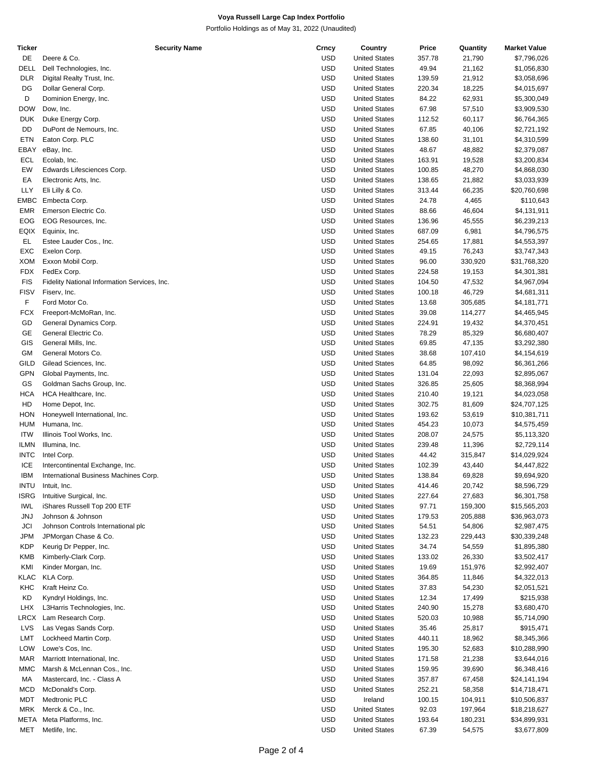# Voya Russell Large Cap Index Portfolio

Portfolio Holdings as of May 31, 2022 (Unaudited)

| Ticker | Security Name | Crncy | Country | Price | Quantity | Market Value |
|---|---|---|---|---|---|---|
| DE | Deere & Co. | USD | United States | 357.78 | 21,790 | $7,796,026 |
| DELL | Dell Technologies, Inc. | USD | United States | 49.94 | 21,162 | $1,056,830 |
| DLR | Digital Realty Trust, Inc. | USD | United States | 139.59 | 21,912 | $3,058,696 |
| DG | Dollar General Corp. | USD | United States | 220.34 | 18,225 | $4,015,697 |
| D | Dominion Energy, Inc. | USD | United States | 84.22 | 62,931 | $5,300,049 |
| DOW | Dow, Inc. | USD | United States | 67.98 | 57,510 | $3,909,530 |
| DUK | Duke Energy Corp. | USD | United States | 112.52 | 60,117 | $6,764,365 |
| DD | DuPont de Nemours, Inc. | USD | United States | 67.85 | 40,106 | $2,721,192 |
| ETN | Eaton Corp. PLC | USD | United States | 138.60 | 31,101 | $4,310,599 |
| EBAY | eBay, Inc. | USD | United States | 48.67 | 48,882 | $2,379,087 |
| ECL | Ecolab, Inc. | USD | United States | 163.91 | 19,528 | $3,200,834 |
| EW | Edwards Lifesciences Corp. | USD | United States | 100.85 | 48,270 | $4,868,030 |
| EA | Electronic Arts, Inc. | USD | United States | 138.65 | 21,882 | $3,033,939 |
| LLY | Eli Lilly & Co. | USD | United States | 313.44 | 66,235 | $20,760,698 |
| EMBC | Embecta Corp. | USD | United States | 24.78 | 4,465 | $110,643 |
| EMR | Emerson Electric Co. | USD | United States | 88.66 | 46,604 | $4,131,911 |
| EOG | EOG Resources, Inc. | USD | United States | 136.96 | 45,555 | $6,239,213 |
| EQIX | Equinix, Inc. | USD | United States | 687.09 | 6,981 | $4,796,575 |
| EL | Estee Lauder Cos., Inc. | USD | United States | 254.65 | 17,881 | $4,553,397 |
| EXC | Exelon Corp. | USD | United States | 49.15 | 76,243 | $3,747,343 |
| XOM | Exxon Mobil Corp. | USD | United States | 96.00 | 330,920 | $31,768,320 |
| FDX | FedEx Corp. | USD | United States | 224.58 | 19,153 | $4,301,381 |
| FIS | Fidelity National Information Services, Inc. | USD | United States | 104.50 | 47,532 | $4,967,094 |
| FISV | Fiserv, Inc. | USD | United States | 100.18 | 46,729 | $4,681,311 |
| F | Ford Motor Co. | USD | United States | 13.68 | 305,685 | $4,181,771 |
| FCX | Freeport-McMoRan, Inc. | USD | United States | 39.08 | 114,277 | $4,465,945 |
| GD | General Dynamics Corp. | USD | United States | 224.91 | 19,432 | $4,370,451 |
| GE | General Electric Co. | USD | United States | 78.29 | 85,329 | $6,680,407 |
| GIS | General Mills, Inc. | USD | United States | 69.85 | 47,135 | $3,292,380 |
| GM | General Motors Co. | USD | United States | 38.68 | 107,410 | $4,154,619 |
| GILD | Gilead Sciences, Inc. | USD | United States | 64.85 | 98,092 | $6,361,266 |
| GPN | Global Payments, Inc. | USD | United States | 131.04 | 22,093 | $2,895,067 |
| GS | Goldman Sachs Group, Inc. | USD | United States | 326.85 | 25,605 | $8,368,994 |
| HCA | HCA Healthcare, Inc. | USD | United States | 210.40 | 19,121 | $4,023,058 |
| HD | Home Depot, Inc. | USD | United States | 302.75 | 81,609 | $24,707,125 |
| HON | Honeywell International, Inc. | USD | United States | 193.62 | 53,619 | $10,381,711 |
| HUM | Humana, Inc. | USD | United States | 454.23 | 10,073 | $4,575,459 |
| ITW | Illinois Tool Works, Inc. | USD | United States | 208.07 | 24,575 | $5,113,320 |
| ILMN | Illumina, Inc. | USD | United States | 239.48 | 11,396 | $2,729,114 |
| INTC | Intel Corp. | USD | United States | 44.42 | 315,847 | $14,029,924 |
| ICE | Intercontinental Exchange, Inc. | USD | United States | 102.39 | 43,440 | $4,447,822 |
| IBM | International Business Machines Corp. | USD | United States | 138.84 | 69,828 | $9,694,920 |
| INTU | Intuit, Inc. | USD | United States | 414.46 | 20,742 | $8,596,729 |
| ISRG | Intuitive Surgical, Inc. | USD | United States | 227.64 | 27,683 | $6,301,758 |
| IWL | iShares Russell Top 200 ETF | USD | United States | 97.71 | 159,300 | $15,565,203 |
| JNJ | Johnson & Johnson | USD | United States | 179.53 | 205,888 | $36,963,073 |
| JCI | Johnson Controls International plc | USD | United States | 54.51 | 54,806 | $2,987,475 |
| JPM | JPMorgan Chase & Co. | USD | United States | 132.23 | 229,443 | $30,339,248 |
| KDP | Keurig Dr Pepper, Inc. | USD | United States | 34.74 | 54,559 | $1,895,380 |
| KMB | Kimberly-Clark Corp. | USD | United States | 133.02 | 26,330 | $3,502,417 |
| KMI | Kinder Morgan, Inc. | USD | United States | 19.69 | 151,976 | $2,992,407 |
| KLAC | KLA Corp. | USD | United States | 364.85 | 11,846 | $4,322,013 |
| KHC | Kraft Heinz Co. | USD | United States | 37.83 | 54,230 | $2,051,521 |
| KD | Kyndryl Holdings, Inc. | USD | United States | 12.34 | 17,499 | $215,938 |
| LHX | L3Harris Technologies, Inc. | USD | United States | 240.90 | 15,278 | $3,680,470 |
| LRCX | Lam Research Corp. | USD | United States | 520.03 | 10,988 | $5,714,090 |
| LVS | Las Vegas Sands Corp. | USD | United States | 35.46 | 25,817 | $915,471 |
| LMT | Lockheed Martin Corp. | USD | United States | 440.11 | 18,962 | $8,345,366 |
| LOW | Lowe's Cos, Inc. | USD | United States | 195.30 | 52,683 | $10,288,990 |
| MAR | Marriott International, Inc. | USD | United States | 171.58 | 21,238 | $3,644,016 |
| MMC | Marsh & McLennan Cos., Inc. | USD | United States | 159.95 | 39,690 | $6,348,416 |
| MA | Mastercard, Inc. - Class A | USD | United States | 357.87 | 67,458 | $24,141,194 |
| MCD | McDonald's Corp. | USD | United States | 252.21 | 58,358 | $14,718,471 |
| MDT | Medtronic PLC | USD | Ireland | 100.15 | 104,911 | $10,506,837 |
| MRK | Merck & Co., Inc. | USD | United States | 92.03 | 197,964 | $18,218,627 |
| META | Meta Platforms, Inc. | USD | United States | 193.64 | 180,231 | $34,899,931 |
| MET | Metlife, Inc. | USD | United States | 67.39 | 54,575 | $3,677,809 |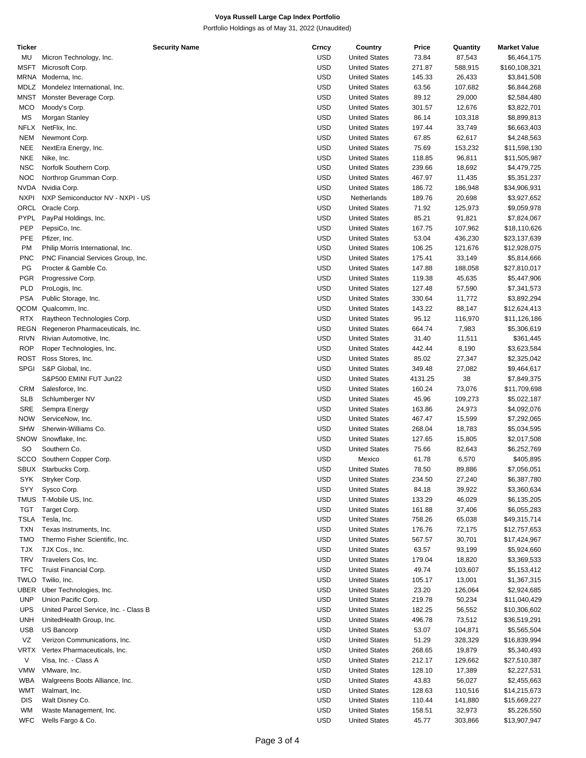**Voya Russell Large Cap Index Portfolio**

Portfolio Holdings as of May 31, 2022 (Unaudited)

| Ticker | Security Name | Crncy | Country | Price | Quantity | Market Value |
|---|---|---|---|---|---|---|
| MU | Micron Technology, Inc. | USD | United States | 73.84 | 87,543 | $6,464,175 |
| MSFT | Microsoft Corp. | USD | United States | 271.87 | 588,915 | $160,108,321 |
| MRNA | Moderna, Inc. | USD | United States | 145.33 | 26,433 | $3,841,508 |
| MDLZ | Mondelez International, Inc. | USD | United States | 63.56 | 107,682 | $6,844,268 |
| MNST | Monster Beverage Corp. | USD | United States | 89.12 | 29,000 | $2,584,480 |
| MCO | Moody's Corp. | USD | United States | 301.57 | 12,676 | $3,822,701 |
| MS | Morgan Stanley | USD | United States | 86.14 | 103,318 | $8,899,813 |
| NFLX | NetFlix, Inc. | USD | United States | 197.44 | 33,749 | $6,663,403 |
| NEM | Newmont Corp. | USD | United States | 67.85 | 62,617 | $4,248,563 |
| NEE | NextEra Energy, Inc. | USD | United States | 75.69 | 153,232 | $11,598,130 |
| NKE | Nike, Inc. | USD | United States | 118.85 | 96,811 | $11,505,987 |
| NSC | Norfolk Southern Corp. | USD | United States | 239.66 | 18,692 | $4,479,725 |
| NOC | Northrop Grumman Corp. | USD | United States | 467.97 | 11,435 | $5,351,237 |
| NVDA | Nvidia Corp. | USD | United States | 186.72 | 186,948 | $34,906,931 |
| NXPI | NXP Semiconductor NV - NXPI - US | USD | Netherlands | 189.76 | 20,698 | $3,927,652 |
| ORCL | Oracle Corp. | USD | United States | 71.92 | 125,973 | $9,059,978 |
| PYPL | PayPal Holdings, Inc. | USD | United States | 85.21 | 91,821 | $7,824,067 |
| PEP | PepsiCo, Inc. | USD | United States | 167.75 | 107,962 | $18,110,626 |
| PFE | Pfizer, Inc. | USD | United States | 53.04 | 436,230 | $23,137,639 |
| PM | Philip Morris International, Inc. | USD | United States | 106.25 | 121,676 | $12,928,075 |
| PNC | PNC Financial Services Group, Inc. | USD | United States | 175.41 | 33,149 | $5,814,666 |
| PG | Procter & Gamble Co. | USD | United States | 147.88 | 188,058 | $27,810,017 |
| PGR | Progressive Corp. | USD | United States | 119.38 | 45,635 | $5,447,906 |
| PLD | ProLogis, Inc. | USD | United States | 127.48 | 57,590 | $7,341,573 |
| PSA | Public Storage, Inc. | USD | United States | 330.64 | 11,772 | $3,892,294 |
| QCOM | Qualcomm, Inc. | USD | United States | 143.22 | 88,147 | $12,624,413 |
| RTX | Raytheon Technologies Corp. | USD | United States | 95.12 | 116,970 | $11,126,186 |
| REGN | Regeneron Pharmaceuticals, Inc. | USD | United States | 664.74 | 7,983 | $5,306,619 |
| RIVN | Rivian Automotive, Inc. | USD | United States | 31.40 | 11,511 | $361,445 |
| ROP | Roper Technologies, Inc. | USD | United States | 442.44 | 8,190 | $3,623,584 |
| ROST | Ross Stores, Inc. | USD | United States | 85.02 | 27,347 | $2,325,042 |
| SPGI | S&P Global, Inc. | USD | United States | 349.48 | 27,082 | $9,464,617 |
| | S&P500 EMINI FUT Jun22 | USD | United States | 4131.25 | 38 | $7,849,375 |
| CRM | Salesforce, Inc. | USD | United States | 160.24 | 73,076 | $11,709,698 |
| SLB | Schlumberger NV | USD | United States | 45.96 | 109,273 | $5,022,187 |
| SRE | Sempra Energy | USD | United States | 163.86 | 24,973 | $4,092,076 |
| NOW | ServiceNow, Inc. | USD | United States | 467.47 | 15,599 | $7,292,065 |
| SHW | Sherwin-Williams Co. | USD | United States | 268.04 | 18,783 | $5,034,595 |
| SNOW | Snowflake, Inc. | USD | United States | 127.65 | 15,805 | $2,017,508 |
| SO | Southern Co. | USD | United States | 75.66 | 82,643 | $6,252,769 |
| SCCO | Southern Copper Corp. | USD | Mexico | 61.78 | 6,570 | $405,895 |
| SBUX | Starbucks Corp. | USD | United States | 78.50 | 89,886 | $7,056,051 |
| SYK | Stryker Corp. | USD | United States | 234.50 | 27,240 | $6,387,780 |
| SYY | Sysco Corp. | USD | United States | 84.18 | 39,922 | $3,360,634 |
| TMUS | T-Mobile US, Inc. | USD | United States | 133.29 | 46,029 | $6,135,205 |
| TGT | Target Corp. | USD | United States | 161.88 | 37,406 | $6,055,283 |
| TSLA | Tesla, Inc. | USD | United States | 758.26 | 65,038 | $49,315,714 |
| TXN | Texas Instruments, Inc. | USD | United States | 176.76 | 72,175 | $12,757,653 |
| TMO | Thermo Fisher Scientific, Inc. | USD | United States | 567.57 | 30,701 | $17,424,967 |
| TJX | TJX Cos., Inc. | USD | United States | 63.57 | 93,199 | $5,924,660 |
| TRV | Travelers Cos, Inc. | USD | United States | 179.04 | 18,820 | $3,369,533 |
| TFC | Truist Financial Corp. | USD | United States | 49.74 | 103,607 | $5,153,412 |
| TWLO | Twilio, Inc. | USD | United States | 105.17 | 13,001 | $1,367,315 |
| UBER | Uber Technologies, Inc. | USD | United States | 23.20 | 126,064 | $2,924,685 |
| UNP | Union Pacific Corp. | USD | United States | 219.78 | 50,234 | $11,040,429 |
| UPS | United Parcel Service, Inc. - Class B | USD | United States | 182.25 | 56,552 | $10,306,602 |
| UNH | UnitedHealth Group, Inc. | USD | United States | 496.78 | 73,512 | $36,519,291 |
| USB | US Bancorp | USD | United States | 53.07 | 104,871 | $5,565,504 |
| VZ | Verizon Communications, Inc. | USD | United States | 51.29 | 328,329 | $16,839,994 |
| VRTX | Vertex Pharmaceuticals, Inc. | USD | United States | 268.65 | 19,879 | $5,340,493 |
| V | Visa, Inc. - Class A | USD | United States | 212.17 | 129,662 | $27,510,387 |
| VMW | VMware, Inc. | USD | United States | 128.10 | 17,389 | $2,227,531 |
| WBA | Walgreens Boots Alliance, Inc. | USD | United States | 43.83 | 56,027 | $2,455,663 |
| WMT | Walmart, Inc. | USD | United States | 128.63 | 110,516 | $14,215,673 |
| DIS | Walt Disney Co. | USD | United States | 110.44 | 141,880 | $15,669,227 |
| WM | Waste Management, Inc. | USD | United States | 158.51 | 32,973 | $5,226,550 |
| WFC | Wells Fargo & Co. | USD | United States | 45.77 | 303,866 | $13,907,947 |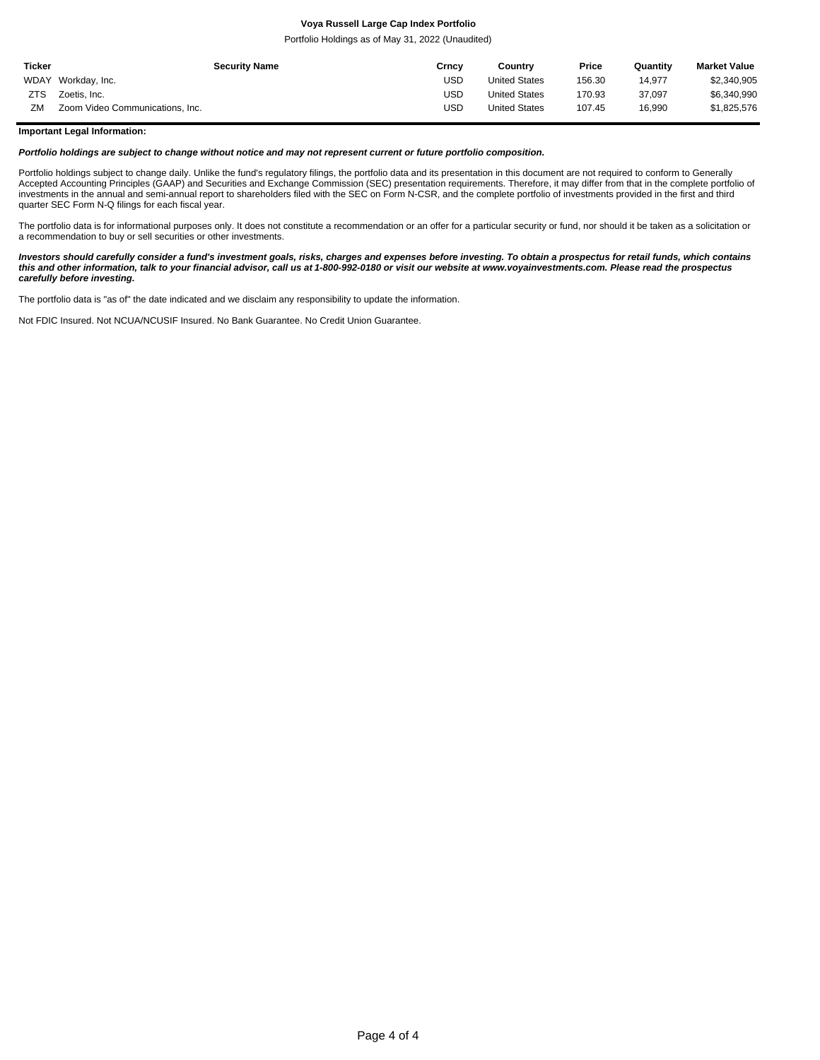**Voya Russell Large Cap Index Portfolio**

Portfolio Holdings as of May 31, 2022 (Unaudited)

| Ticker | Security Name | Crncy | Country | Price | Quantity | Market Value |
|---|---|---|---|---|---|---|
| WDAY | Workday, Inc. | USD | United States | 156.30 | 14,977 | $2,340,905 |
| ZTS | Zoetis, Inc. | USD | United States | 170.93 | 37,097 | $6,340,990 |
| ZM | Zoom Video Communications, Inc. | USD | United States | 107.45 | 16,990 | $1,825,576 |

**Important Legal Information:**

***Portfolio holdings are subject to change without notice and may not represent current or future portfolio composition.***

Portfolio holdings subject to change daily. Unlike the fund's regulatory filings, the portfolio data and its presentation in this document are not required to conform to Generally Accepted Accounting Principles (GAAP) and Securities and Exchange Commission (SEC) presentation requirements. Therefore, it may differ from that in the complete portfolio of investments in the annual and semi-annual report to shareholders filed with the SEC on Form N-CSR, and the complete portfolio of investments provided in the first and third quarter SEC Form N-Q filings for each fiscal year.

The portfolio data is for informational purposes only. It does not constitute a recommendation or an offer for a particular security or fund, nor should it be taken as a solicitation or a recommendation to buy or sell securities or other investments.

***Investors should carefully consider a fund's investment goals, risks, charges and expenses before investing. To obtain a prospectus for retail funds, which contains this and other information, talk to your financial advisor, call us at 1-800-992-0180 or visit our website at www.voyainvestments.com. Please read the prospectus carefully before investing.***

The portfolio data is "as of" the date indicated and we disclaim any responsibility to update the information.

Not FDIC Insured. Not NCUA/NCUSIF Insured. No Bank Guarantee. No Credit Union Guarantee.